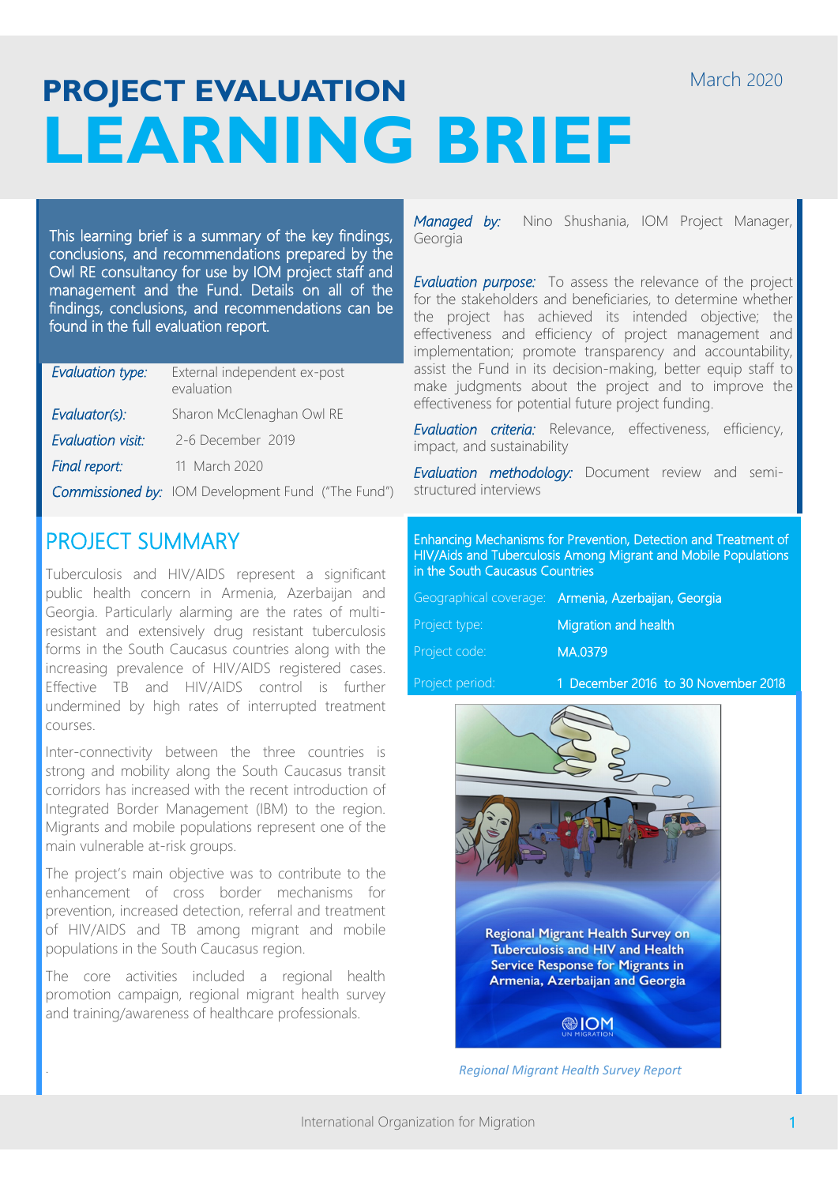March 2020

# PROJECT EVALUATION
# LEARNING BRIEF

This learning brief is a summary of the key findings, conclusions, and recommendations prepared by the Owl RE consultancy for use by IOM project staff and management and the Fund. Details on all of the findings, conclusions, and recommendations can be found in the full evaluation report.

| | |
|---|---|
| *Evaluation type:* | External independent ex-post evaluation |
| *Evaluator(s):* | Sharon McClenaghan Owl RE |
| *Evaluation visit:* | 2-6 December 2019 |
| *Final report:* | 11 March 2020 |
| *Commissioned by:* | IOM Development Fund ("The Fund") |

*Managed by:* Nino Shushania, IOM Project Manager, Georgia

*Evaluation purpose:* To assess the relevance of the project for the stakeholders and beneficiaries, to determine whether the project has achieved its intended objective; the effectiveness and efficiency of project management and implementation; promote transparency and accountability, assist the Fund in its decision-making, better equip staff to make judgments about the project and to improve the effectiveness for potential future project funding.

*Evaluation criteria:* Relevance, effectiveness, efficiency, impact, and sustainability

*Evaluation methodology:* Document review and semi-structured interviews

## PROJECT SUMMARY

Tuberculosis and HIV/AIDS represent a significant public health concern in Armenia, Azerbaijan and Georgia. Particularly alarming are the rates of multi-resistant and extensively drug resistant tuberculosis forms in the South Caucasus countries along with the increasing prevalence of HIV/AIDS registered cases. Effective TB and HIV/AIDS control is further undermined by high rates of interrupted treatment courses.

Inter-connectivity between the three countries is strong and mobility along the South Caucasus transit corridors has increased with the recent introduction of Integrated Border Management (IBM) to the region. Migrants and mobile populations represent one of the main vulnerable at-risk groups.

The project's main objective was to contribute to the enhancement of cross border mechanisms for prevention, increased detection, referral and treatment of HIV/AIDS and TB among migrant and mobile populations in the South Caucasus region.

The core activities included a regional health promotion campaign, regional migrant health survey and training/awareness of healthcare professionals.

**Enhancing Mechanisms for Prevention, Detection and Treatment of HIV/Aids and Tuberculosis Among Migrant and Mobile Populations in the South Caucasus Countries**

| | |
|---|---|
| Geographical coverage: | Armenia, Azerbaijan, Georgia |
| Project type: | Migration and health |
| Project code: | MA.0379 |
| Project period: | 1 December 2016 to 30 November 2018 |

Regional Migrant Health Survey on Tuberculosis and HIV and Health Service Response for Migrants in Armenia, Azerbaijan and Georgia

*Regional Migrant Health Survey Report*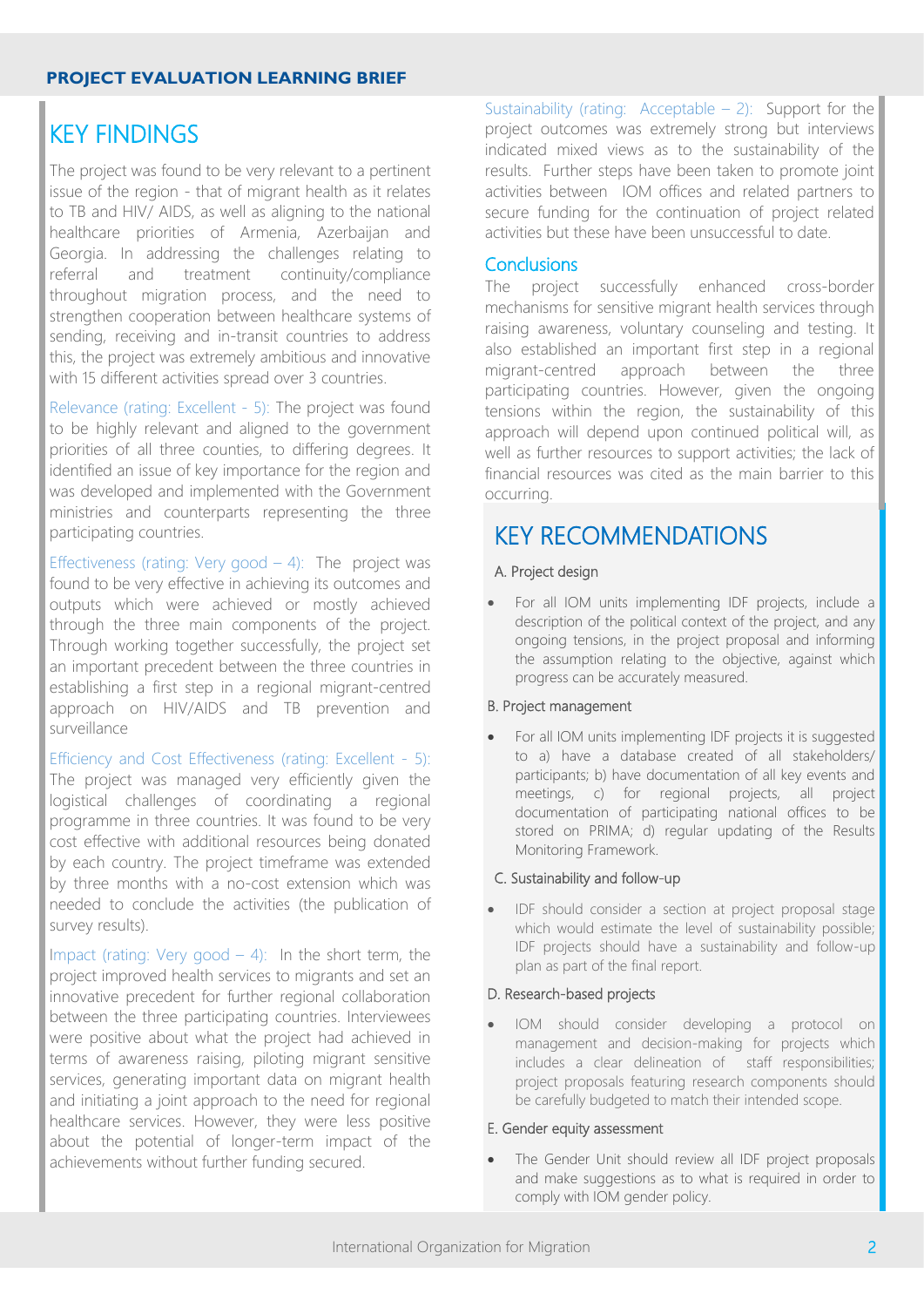## KEY FINDINGS

The project was found to be very relevant to a pertinent issue of the region - that of migrant health as it relates to TB and HIV/ AIDS, as well as aligning to the national healthcare priorities of Armenia, Azerbaijan and Georgia. In addressing the challenges relating to referral and treatment continuity/compliance throughout migration process, and the need to strengthen cooperation between healthcare systems of sending, receiving and in-transit countries to address this, the project was extremely ambitious and innovative with 15 different activities spread over 3 countries.

Relevance (rating: Excellent - 5): The project was found to be highly relevant and aligned to the government priorities of all three counties, to differing degrees. It identified an issue of key importance for the region and was developed and implemented with the Government ministries and counterparts representing the three participating countries.

Effectiveness (rating: Very good – 4): The project was found to be very effective in achieving its outcomes and outputs which were achieved or mostly achieved through the three main components of the project. Through working together successfully, the project set an important precedent between the three countries in establishing a first step in a regional migrant-centred approach on HIV/AIDS and TB prevention and surveillance

Efficiency and Cost Effectiveness (rating: Excellent - 5): The project was managed very efficiently given the logistical challenges of coordinating a regional programme in three countries. It was found to be very cost effective with additional resources being donated by each country. The project timeframe was extended by three months with a no-cost extension which was needed to conclude the activities (the publication of survey results).

Impact (rating: Very good – 4): In the short term, the project improved health services to migrants and set an innovative precedent for further regional collaboration between the three participating countries. Interviewees were positive about what the project had achieved in terms of awareness raising, piloting migrant sensitive services, generating important data on migrant health and initiating a joint approach to the need for regional healthcare services. However, they were less positive about the potential of longer-term impact of the achievements without further funding secured.

Sustainability (rating: Acceptable – 2): Support for the project outcomes was extremely strong but interviews indicated mixed views as to the sustainability of the results. Further steps have been taken to promote joint activities between IOM offices and related partners to secure funding for the continuation of project related activities but these have been unsuccessful to date.

### Conclusions

The project successfully enhanced cross-border mechanisms for sensitive migrant health services through raising awareness, voluntary counseling and testing. It also established an important first step in a regional migrant-centred approach between the three participating countries. However, given the ongoing tensions within the region, the sustainability of this approach will depend upon continued political will, as well as further resources to support activities; the lack of financial resources was cited as the main barrier to this occurring.

## KEY RECOMMENDATIONS

A. Project design

- For all IOM units implementing IDF projects, include a description of the political context of the project, and any ongoing tensions, in the project proposal and informing the assumption relating to the objective, against which progress can be accurately measured.

B. Project management

- For all IOM units implementing IDF projects it is suggested to a) have a database created of all stakeholders/ participants; b) have documentation of all key events and meetings, c) for regional projects, all project documentation of participating national offices to be stored on PRIMA; d) regular updating of the Results Monitoring Framework.

C. Sustainability and follow-up

- IDF should consider a section at project proposal stage which would estimate the level of sustainability possible; IDF projects should have a sustainability and follow-up plan as part of the final report.

D. Research-based projects

- IOM should consider developing a protocol on management and decision-making for projects which includes a clear delineation of staff responsibilities; project proposals featuring research components should be carefully budgeted to match their intended scope.

E. Gender equity assessment

- The Gender Unit should review all IDF project proposals and make suggestions as to what is required in order to comply with IOM gender policy.